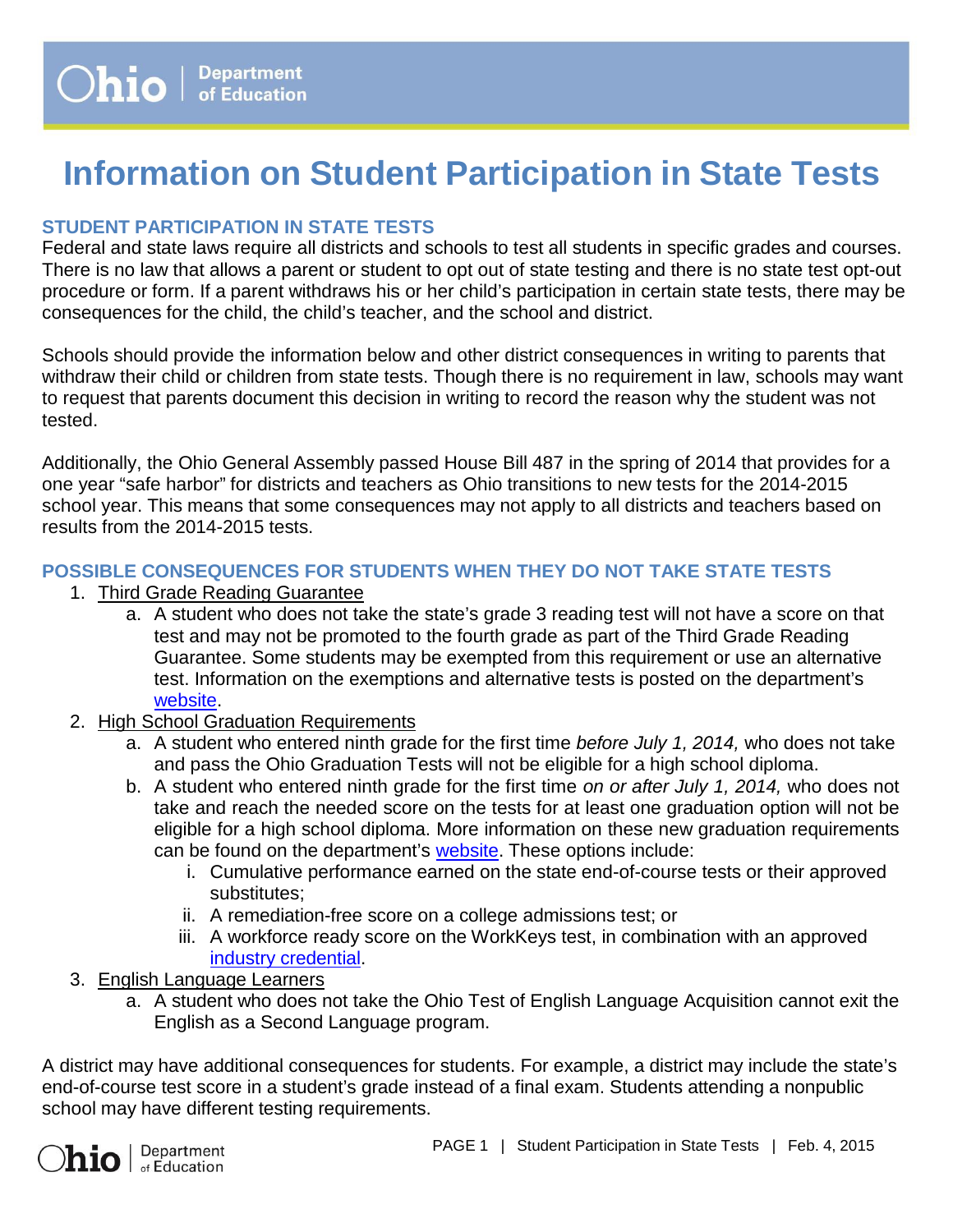# Information on Student Participation in State Tests

## STUDENT PARTICIPATION IN STATE TESTS

Federal and state laws require all districts and schools to test all students in specific grades and courses. There is no law that allows a parent or student to opt out of state testing and there is no state test opt-out procedure or form. If a parent withdraws his or her child's participation in certain state tests, there may be consequences for the child, the child's teacher, and the school and district.

Schools should provide the information below and other district consequences in writing to parents that withdraw their child or children from state tests. Though there is no requirement in law, schools may want to request that parents document this decision in writing to record the reason why the student was not tested.

Additionally, the Ohio General Assembly passed House Bill 487 in the spring of 2014 that provides for a one year "safe harbor" for districts and teachers as Ohio transitions to new tests for the 2014-2015 school year. This means that some consequences may not apply to all districts and teachers based on results from the 2014-2015 tests.

## POSSIBLE CONSEQUENCES FOR STUDENTS WHEN THEY DO NOT TAKE STATE TESTS

1. Third Grade Reading Guarantee
   a. A student who does not take the state's grade 3 reading test will not have a score on that test and may not be promoted to the fourth grade as part of the Third Grade Reading Guarantee. Some students may be exempted from this requirement or use an alternative test. Information on the exemptions and alternative tests is posted on the department's website.
2. High School Graduation Requirements
   a. A student who entered ninth grade for the first time *before July 1, 2014,* who does not take and pass the Ohio Graduation Tests will not be eligible for a high school diploma.
   b. A student who entered ninth grade for the first time *on or after July 1, 2014,* who does not take and reach the needed score on the tests for at least one graduation option will not be eligible for a high school diploma. More information on these new graduation requirements can be found on the department's website. These options include:
      i. Cumulative performance earned on the state end-of-course tests or their approved substitutes;
      ii. A remediation-free score on a college admissions test; or
      iii. A workforce ready score on the WorkKeys test, in combination with an approved industry credential.
3. English Language Learners
   a. A student who does not take the Ohio Test of English Language Acquisition cannot exit the English as a Second Language program.

A district may have additional consequences for students. For example, a district may include the state's end-of-course test score in a student's grade instead of a final exam. Students attending a nonpublic school may have different testing requirements.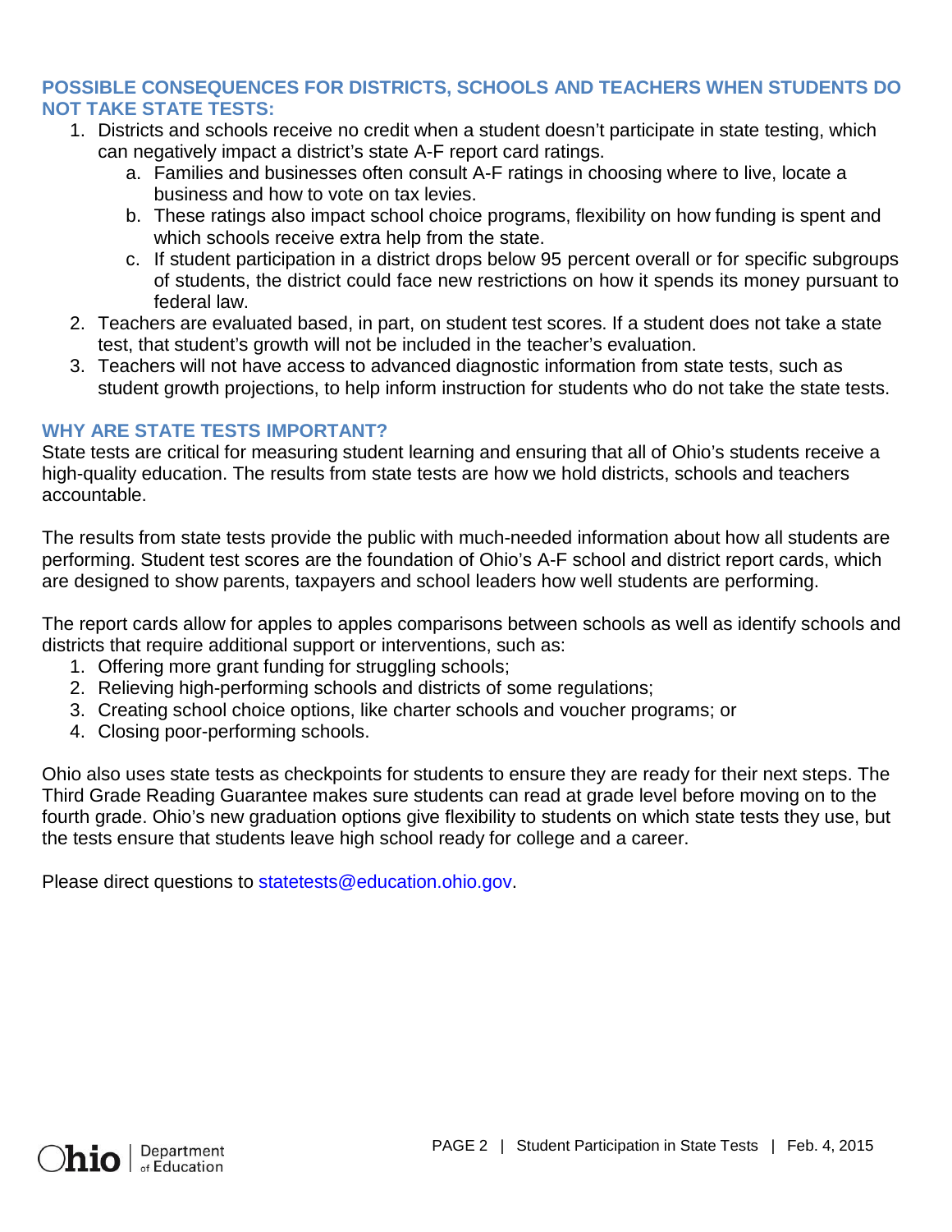## POSSIBLE CONSEQUENCES FOR DISTRICTS, SCHOOLS AND TEACHERS WHEN STUDENTS DO NOT TAKE STATE TESTS:

1. Districts and schools receive no credit when a student doesn't participate in state testing, which can negatively impact a district's state A-F report card ratings.
   a. Families and businesses often consult A-F ratings in choosing where to live, locate a business and how to vote on tax levies.
   b. These ratings also impact school choice programs, flexibility on how funding is spent and which schools receive extra help from the state.
   c. If student participation in a district drops below 95 percent overall or for specific subgroups of students, the district could face new restrictions on how it spends its money pursuant to federal law.
2. Teachers are evaluated based, in part, on student test scores. If a student does not take a state test, that student's growth will not be included in the teacher's evaluation.
3. Teachers will not have access to advanced diagnostic information from state tests, such as student growth projections, to help inform instruction for students who do not take the state tests.

## WHY ARE STATE TESTS IMPORTANT?

State tests are critical for measuring student learning and ensuring that all of Ohio's students receive a high-quality education. The results from state tests are how we hold districts, schools and teachers accountable.

The results from state tests provide the public with much-needed information about how all students are performing. Student test scores are the foundation of Ohio's A-F school and district report cards, which are designed to show parents, taxpayers and school leaders how well students are performing.

The report cards allow for apples to apples comparisons between schools as well as identify schools and districts that require additional support or interventions, such as:

1. Offering more grant funding for struggling schools;
2. Relieving high-performing schools and districts of some regulations;
3. Creating school choice options, like charter schools and voucher programs; or
4. Closing poor-performing schools.

Ohio also uses state tests as checkpoints for students to ensure they are ready for their next steps. The Third Grade Reading Guarantee makes sure students can read at grade level before moving on to the fourth grade. Ohio's new graduation options give flexibility to students on which state tests they use, but the tests ensure that students leave high school ready for college and a career.

Please direct questions to statetests@education.ohio.gov.